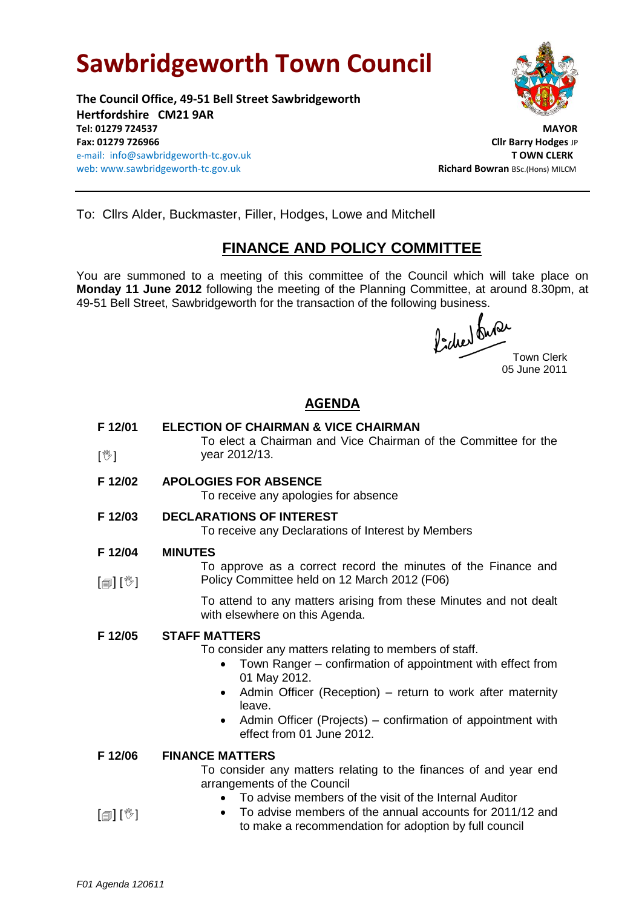# Sawbridgeworth Town Council

**The Council Office, 49-51 Bell Street Sawbridgeworth**
**Hertfordshire CM21 9AR**
**Tel: 01279 724537**
**Fax: 01279 726966**
e-mail: info@sawbridgeworth-tc.gov.uk
web: www.sawbridgeworth-tc.gov.uk

**MAYOR**
**Cllr Barry Hodges** JP
**T OWN CLERK**
**Richard Bowran** BSc.(Hons) MILCM

---

To: Cllrs Alder, Buckmaster, Filler, Hodges, Lowe and Mitchell

## FINANCE AND POLICY COMMITTEE

You are summoned to a meeting of this committee of the Council which will take place on **Monday 11 June 2012** following the meeting of the Planning Committee, at around 8.30pm, at 49-51 Bell Street, Sawbridgeworth for the transaction of the following business.

Town Clerk
05 June 2011

## AGENDA

**F 12/01 ELECTION OF CHAIRMAN & VICE CHAIRMAN**
[✋] To elect a Chairman and Vice Chairman of the Committee for the year 2012/13.

**F 12/02 APOLOGIES FOR ABSENCE**
To receive any apologies for absence

**F 12/03 DECLARATIONS OF INTEREST**
To receive any Declarations of Interest by Members

**F 12/04 MINUTES**
[📄] [✋] To approve as a correct record the minutes of the Finance and Policy Committee held on 12 March 2012 (F06)

To attend to any matters arising from these Minutes and not dealt with elsewhere on this Agenda.

**F 12/05 STAFF MATTERS**
To consider any matters relating to members of staff.

- Town Ranger – confirmation of appointment with effect from 01 May 2012.
- Admin Officer (Reception) – return to work after maternity leave.
- Admin Officer (Projects) – confirmation of appointment with effect from 01 June 2012.

**F 12/06 FINANCE MATTERS**
To consider any matters relating to the finances of and year end arrangements of the Council

- To advise members of the visit of the Internal Auditor
- [📄] [✋] To advise members of the annual accounts for 2011/12 and to make a recommendation for adoption by full council

*F01 Agenda 120611*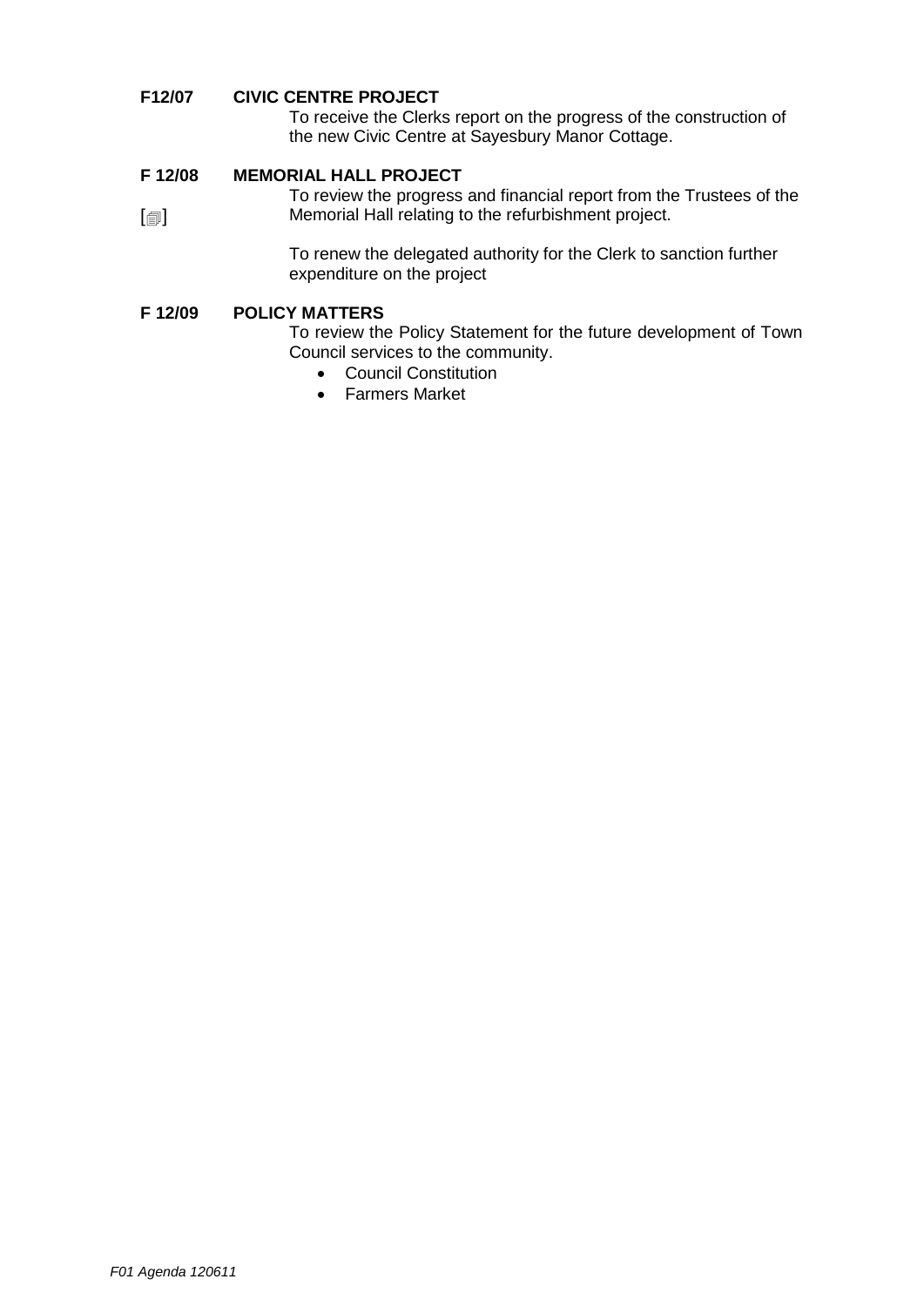**F12/07 CIVIC CENTRE PROJECT**

To receive the Clerks report on the progress of the construction of the new Civic Centre at Sayesbury Manor Cottage.

**F 12/08 MEMORIAL HALL PROJECT**

[🗐] To review the progress and financial report from the Trustees of the Memorial Hall relating to the refurbishment project.

To renew the delegated authority for the Clerk to sanction further expenditure on the project

**F 12/09 POLICY MATTERS**

To review the Policy Statement for the future development of Town Council services to the community.

- Council Constitution
- Farmers Market

*F01 Agenda 120611*